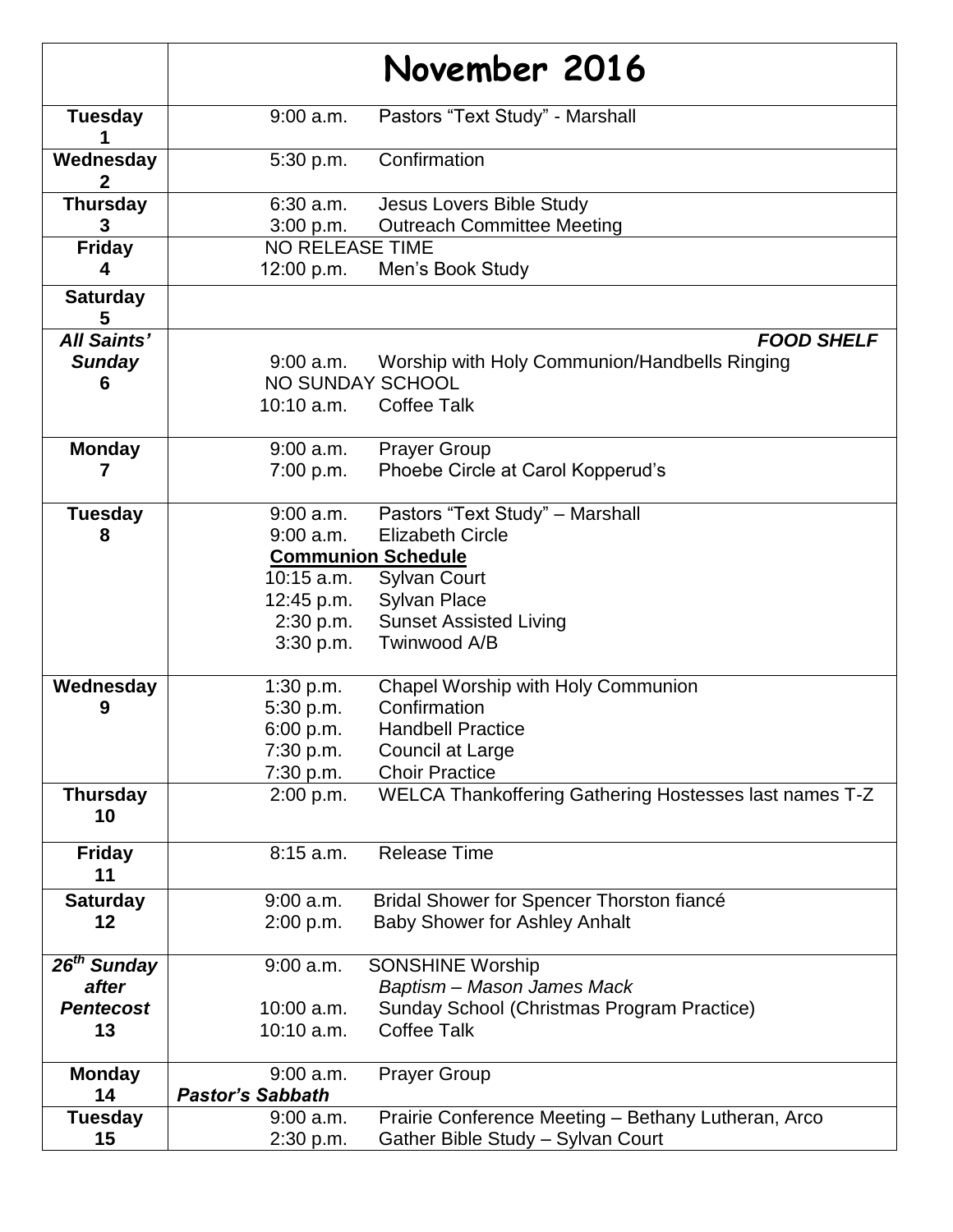| | November 2016 |
|---|---|
| **Tuesday 1** | 9:00 a.m. Pastors "Text Study" - Marshall |
| **Wednesday 2** | 5:30 p.m. Confirmation |
| **Thursday 3** | 6:30 a.m. Jesus Lovers Bible Study<br>3:00 p.m. Outreach Committee Meeting |
| **Friday 4** | NO RELEASE TIME<br>12:00 p.m. Men's Book Study |
| **Saturday 5** | |
| ***All Saints' Sunday* 6** | ***FOOD SHELF***<br>9:00 a.m. Worship with Holy Communion/Handbells Ringing<br>NO SUNDAY SCHOOL<br>10:10 a.m. Coffee Talk |
| **Monday 7** | 9:00 a.m. Prayer Group<br>7:00 p.m. Phoebe Circle at Carol Kopperud's |
| **Tuesday 8** | 9:00 a.m. Pastors "Text Study" – Marshall<br>9:00 a.m. Elizabeth Circle<br>**Communion Schedule**<br>10:15 a.m. Sylvan Court<br>12:45 p.m. Sylvan Place<br>2:30 p.m. Sunset Assisted Living<br>3:30 p.m. Twinwood A/B |
| **Wednesday 9** | 1:30 p.m. Chapel Worship with Holy Communion<br>5:30 p.m. Confirmation<br>6:00 p.m. Handbell Practice<br>7:30 p.m. Council at Large<br>7:30 p.m. Choir Practice |
| **Thursday 10** | 2:00 p.m. WELCA Thankoffering Gathering Hostesses last names T-Z |
| **Friday 11** | 8:15 a.m. Release Time |
| **Saturday 12** | 9:00 a.m. Bridal Shower for Spencer Thorston fiancé<br>2:00 p.m. Baby Shower for Ashley Anhalt |
| ***26th Sunday after Pentecost* 13** | 9:00 a.m. SONSHINE Worship<br>*Baptism – Mason James Mack*<br>10:00 a.m. Sunday School (Christmas Program Practice)<br>10:10 a.m. Coffee Talk |
| **Monday 14** | 9:00 a.m. Prayer Group<br>***Pastor's Sabbath*** |
| **Tuesday 15** | 9:00 a.m. Prairie Conference Meeting – Bethany Lutheran, Arco<br>2:30 p.m. Gather Bible Study – Sylvan Court |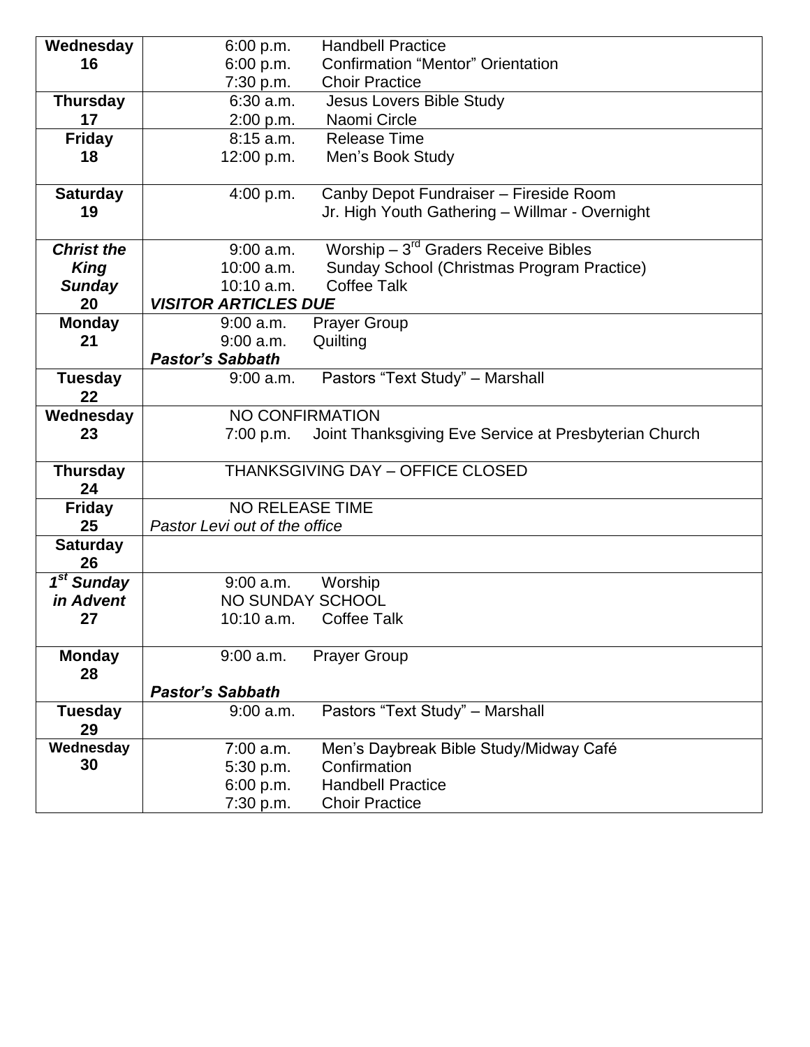| | |
|---|---|
| **Wednesday 16** | 6:00 p.m. Handbell Practice<br>6:00 p.m. Confirmation "Mentor" Orientation<br>7:30 p.m. Choir Practice |
| **Thursday 17** | 6:30 a.m. Jesus Lovers Bible Study<br>2:00 p.m. Naomi Circle |
| **Friday 18** | 8:15 a.m. Release Time<br>12:00 p.m. Men's Book Study |
| **Saturday 19** | 4:00 p.m. Canby Depot Fundraiser – Fireside Room<br>Jr. High Youth Gathering – Willmar - Overnight |
| ***Christ the King Sunday*** **20** | 9:00 a.m. Worship – 3rd Graders Receive Bibles<br>10:00 a.m. Sunday School (Christmas Program Practice)<br>10:10 a.m. Coffee Talk<br>***VISITOR ARTICLES DUE*** |
| **Monday 21** | 9:00 a.m. Prayer Group<br>9:00 a.m. Quilting<br>***Pastor's Sabbath*** |
| **Tuesday 22** | 9:00 a.m. Pastors "Text Study" – Marshall |
| **Wednesday 23** | NO CONFIRMATION<br>7:00 p.m. Joint Thanksgiving Eve Service at Presbyterian Church |
| **Thursday 24** | THANKSGIVING DAY – OFFICE CLOSED |
| **Friday 25** | NO RELEASE TIME<br>*Pastor Levi out of the office* |
| **Saturday 26** | |
| ***1st Sunday in Advent*** **27** | 9:00 a.m. Worship<br>NO SUNDAY SCHOOL<br>10:10 a.m. Coffee Talk |
| **Monday 28** | 9:00 a.m. Prayer Group<br>***Pastor's Sabbath*** |
| **Tuesday 29** | 9:00 a.m. Pastors "Text Study" – Marshall |
| **Wednesday 30** | 7:00 a.m. Men's Daybreak Bible Study/Midway Café<br>5:30 p.m. Confirmation<br>6:00 p.m. Handbell Practice<br>7:30 p.m. Choir Practice |